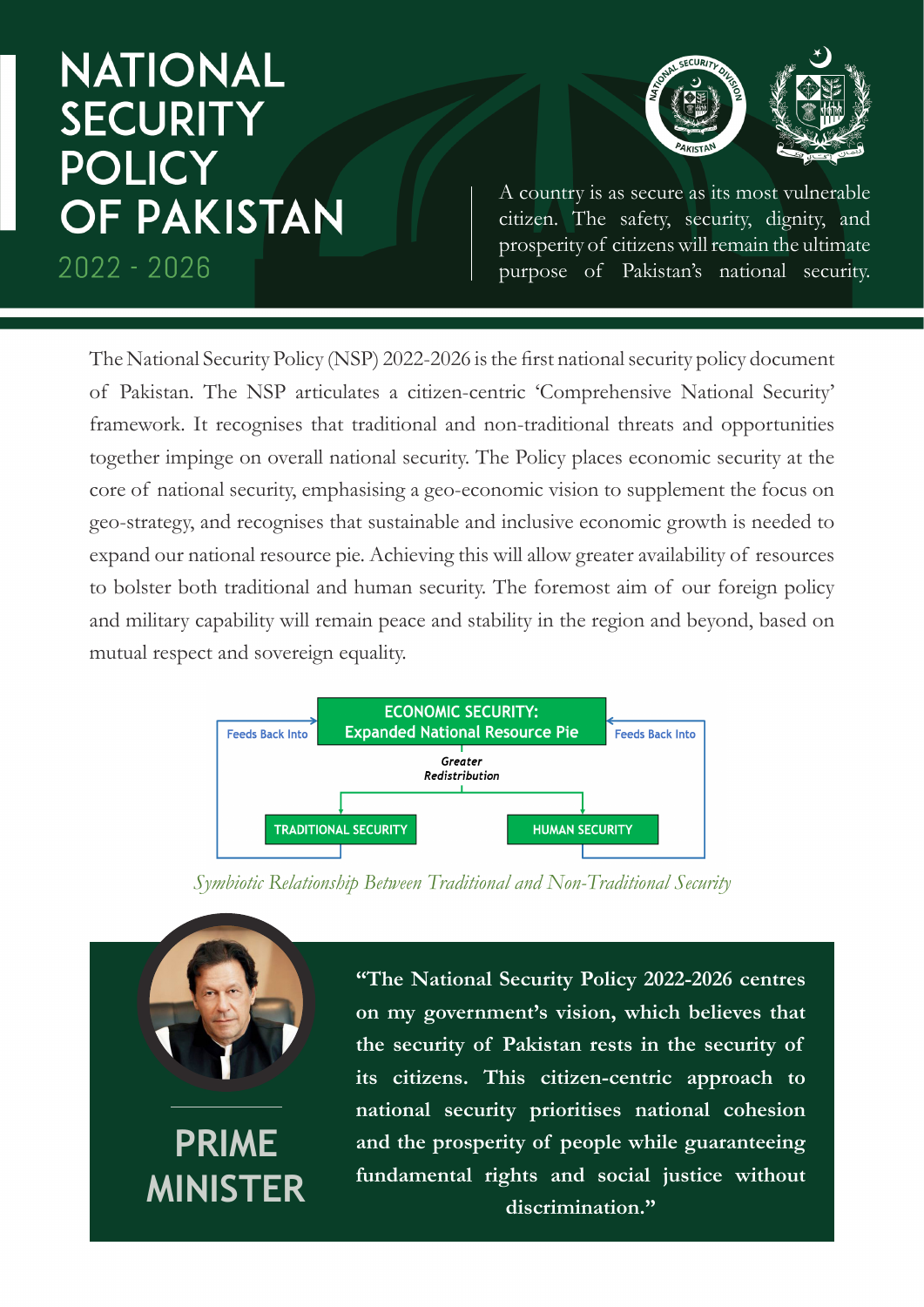# NATIONAL SECURITY POLICY OF PAKISTAN

## 2022 - 2026

A country is as secure as its most vulnerable citizen. The safety, security, dignity, and prosperity of citizens will remain the ultimate purpose of Pakistan's national security.

The National Security Policy (NSP) 2022-2026 is the first national security policy document of Pakistan. The NSP articulates a citizen-centric 'Comprehensive National Security' framework. It recognises that traditional and non-traditional threats and opportunities together impinge on overall national security. The Policy places economic security at the core of national security, emphasising a geo-economic vision to supplement the focus on geo-strategy, and recognises that sustainable and inclusive economic growth is needed to expand our national resource pie. Achieving this will allow greater availability of resources to bolster both traditional and human security. The foremost aim of our foreign policy and military capability will remain peace and stability in the region and beyond, based on mutual respect and sovereign equality.

ECONOMIC SECURITY: Expanded National Resource Pie

Greater Redistribution

TRADITIONAL SECURITY — Feeds Back Into

HUMAN SECURITY — Feeds Back Into

*Symbiotic Relationship Between Traditional and Non-Traditional Security*

## PRIME MINISTER

**"The National Security Policy 2022-2026 centres on my government's vision, which believes that the security of Pakistan rests in the security of its citizens. This citizen-centric approach to national security prioritises national cohesion and the prosperity of people while guaranteeing fundamental rights and social justice without discrimination."**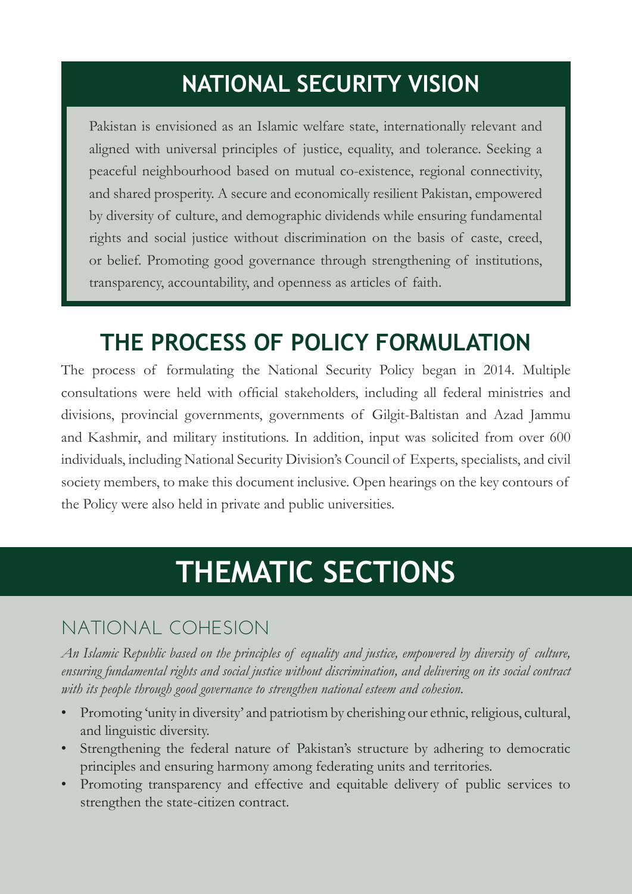## NATIONAL SECURITY VISION

Pakistan is envisioned as an Islamic welfare state, internationally relevant and aligned with universal principles of justice, equality, and tolerance. Seeking a peaceful neighbourhood based on mutual co-existence, regional connectivity, and shared prosperity. A secure and economically resilient Pakistan, empowered by diversity of culture, and demographic dividends while ensuring fundamental rights and social justice without discrimination on the basis of caste, creed, or belief. Promoting good governance through strengthening of institutions, transparency, accountability, and openness as articles of faith.

## THE PROCESS OF POLICY FORMULATION

The process of formulating the National Security Policy began in 2014. Multiple consultations were held with official stakeholders, including all federal ministries and divisions, provincial governments, governments of Gilgit-Baltistan and Azad Jammu and Kashmir, and military institutions. In addition, input was solicited from over 600 individuals, including National Security Division's Council of Experts, specialists, and civil society members, to make this document inclusive. Open hearings on the key contours of the Policy were also held in private and public universities.

# THEMATIC SECTIONS

### NATIONAL COHESION

*An Islamic Republic based on the principles of equality and justice, empowered by diversity of culture, ensuring fundamental rights and social justice without discrimination, and delivering on its social contract with its people through good governance to strengthen national esteem and cohesion.*

- Promoting 'unity in diversity' and patriotism by cherishing our ethnic, religious, cultural, and linguistic diversity.
- Strengthening the federal nature of Pakistan's structure by adhering to democratic principles and ensuring harmony among federating units and territories.
- Promoting transparency and effective and equitable delivery of public services to strengthen the state-citizen contract.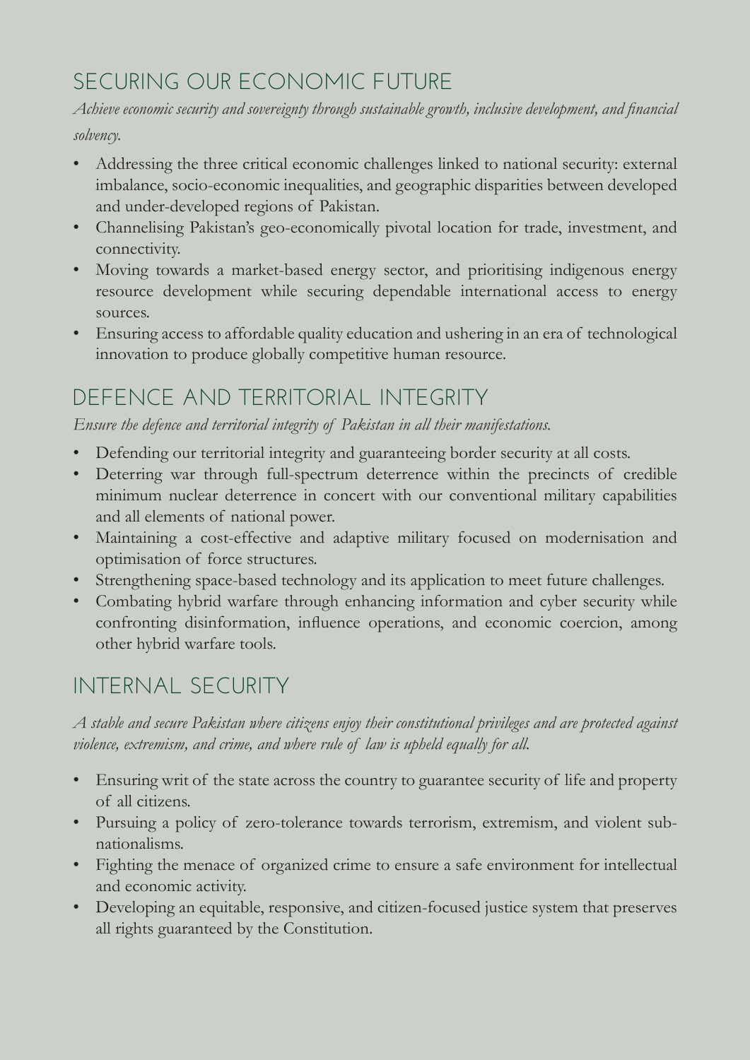## SECURING OUR ECONOMIC FUTURE

*Achieve economic security and sovereignty through sustainable growth, inclusive development, and financial solvency.*

- Addressing the three critical economic challenges linked to national security: external imbalance, socio-economic inequalities, and geographic disparities between developed and under-developed regions of Pakistan.
- Channelising Pakistan's geo-economically pivotal location for trade, investment, and connectivity.
- Moving towards a market-based energy sector, and prioritising indigenous energy resource development while securing dependable international access to energy sources.
- Ensuring access to affordable quality education and ushering in an era of technological innovation to produce globally competitive human resource.

## DEFENCE AND TERRITORIAL INTEGRITY

*Ensure the defence and territorial integrity of Pakistan in all their manifestations.*

- Defending our territorial integrity and guaranteeing border security at all costs.
- Deterring war through full-spectrum deterrence within the precincts of credible minimum nuclear deterrence in concert with our conventional military capabilities and all elements of national power.
- Maintaining a cost-effective and adaptive military focused on modernisation and optimisation of force structures.
- Strengthening space-based technology and its application to meet future challenges.
- Combating hybrid warfare through enhancing information and cyber security while confronting disinformation, influence operations, and economic coercion, among other hybrid warfare tools.

## INTERNAL SECURITY

*A stable and secure Pakistan where citizens enjoy their constitutional privileges and are protected against violence, extremism, and crime, and where rule of law is upheld equally for all.*

- Ensuring writ of the state across the country to guarantee security of life and property of all citizens.
- Pursuing a policy of zero-tolerance towards terrorism, extremism, and violent sub-nationalisms.
- Fighting the menace of organized crime to ensure a safe environment for intellectual and economic activity.
- Developing an equitable, responsive, and citizen-focused justice system that preserves all rights guaranteed by the Constitution.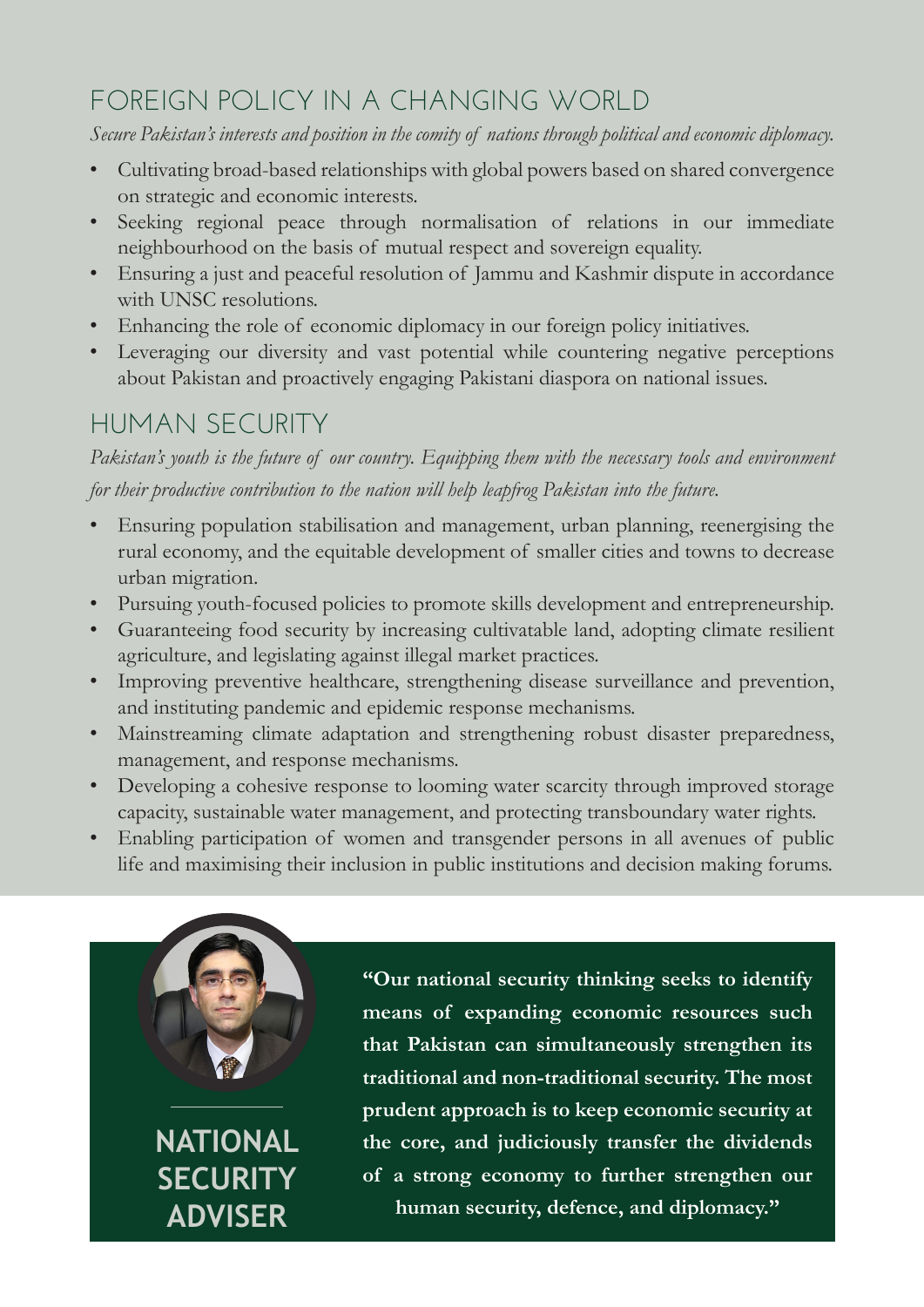## FOREIGN POLICY IN A CHANGING WORLD

*Secure Pakistan's interests and position in the comity of nations through political and economic diplomacy.*

- Cultivating broad-based relationships with global powers based on shared convergence on strategic and economic interests.
- Seeking regional peace through normalisation of relations in our immediate neighbourhood on the basis of mutual respect and sovereign equality.
- Ensuring a just and peaceful resolution of Jammu and Kashmir dispute in accordance with UNSC resolutions.
- Enhancing the role of economic diplomacy in our foreign policy initiatives.
- Leveraging our diversity and vast potential while countering negative perceptions about Pakistan and proactively engaging Pakistani diaspora on national issues.

## HUMAN SECURITY

*Pakistan's youth is the future of our country. Equipping them with the necessary tools and environment for their productive contribution to the nation will help leapfrog Pakistan into the future.*

- Ensuring population stabilisation and management, urban planning, reenergising the rural economy, and the equitable development of smaller cities and towns to decrease urban migration.
- Pursuing youth-focused policies to promote skills development and entrepreneurship.
- Guaranteeing food security by increasing cultivatable land, adopting climate resilient agriculture, and legislating against illegal market practices.
- Improving preventive healthcare, strengthening disease surveillance and prevention, and instituting pandemic and epidemic response mechanisms.
- Mainstreaming climate adaptation and strengthening robust disaster preparedness, management, and response mechanisms.
- Developing a cohesive response to looming water scarcity through improved storage capacity, sustainable water management, and protecting transboundary water rights.
- Enabling participation of women and transgender persons in all avenues of public life and maximising their inclusion in public institutions and decision making forums.

**NATIONAL SECURITY ADVISER**

**"Our national security thinking seeks to identify means of expanding economic resources such that Pakistan can simultaneously strengthen its traditional and non-traditional security. The most prudent approach is to keep economic security at the core, and judiciously transfer the dividends of a strong economy to further strengthen our human security, defence, and diplomacy."**